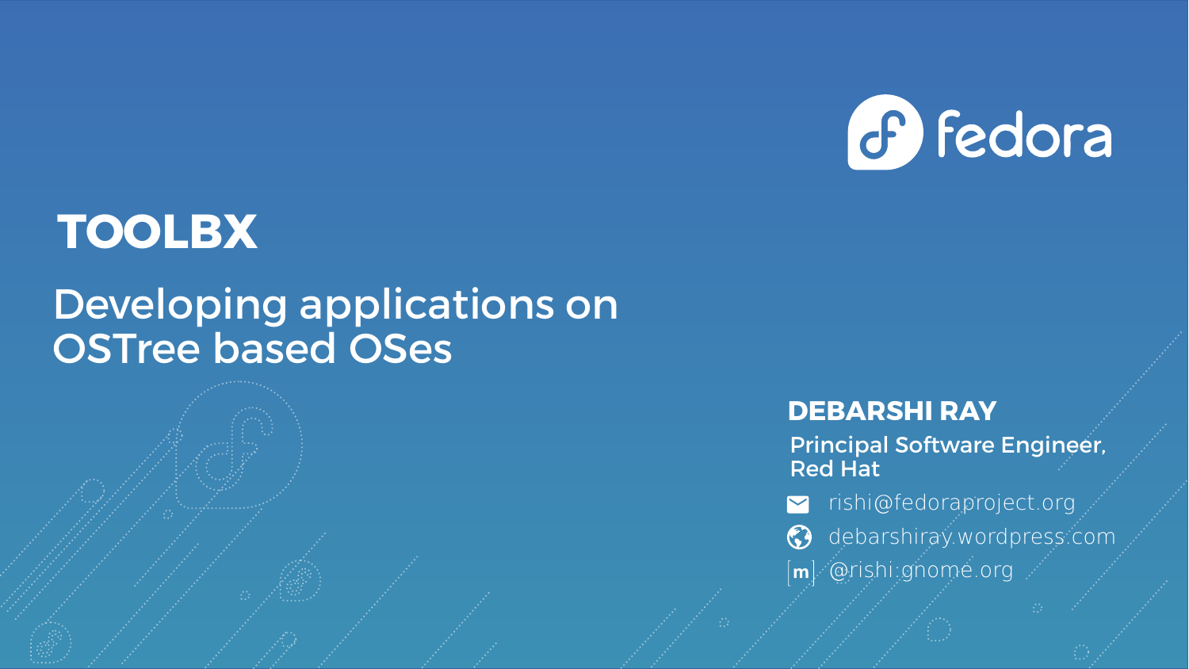fedora

# TOOLBX

## Developing applications on OSTree based OSes

**DEBARSHI RAY**

Principal Software Engineer, Red Hat

rishi@fedoraproject.org

debarshiray.wordpress.com

[m] @rishi:gnome.org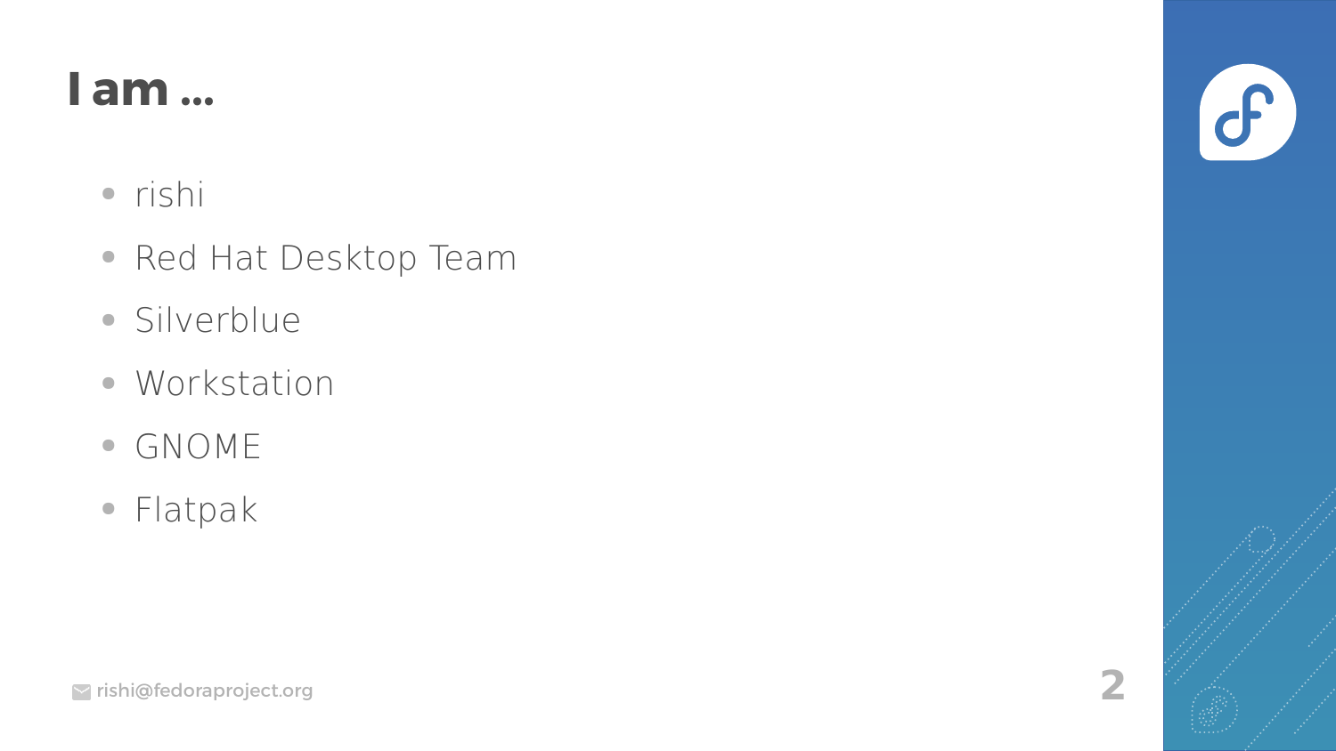# I am ...

- rishi
- Red Hat Desktop Team
- Silverblue
- Workstation
- GNOME
- Flatpak

rishi@fedoraproject.org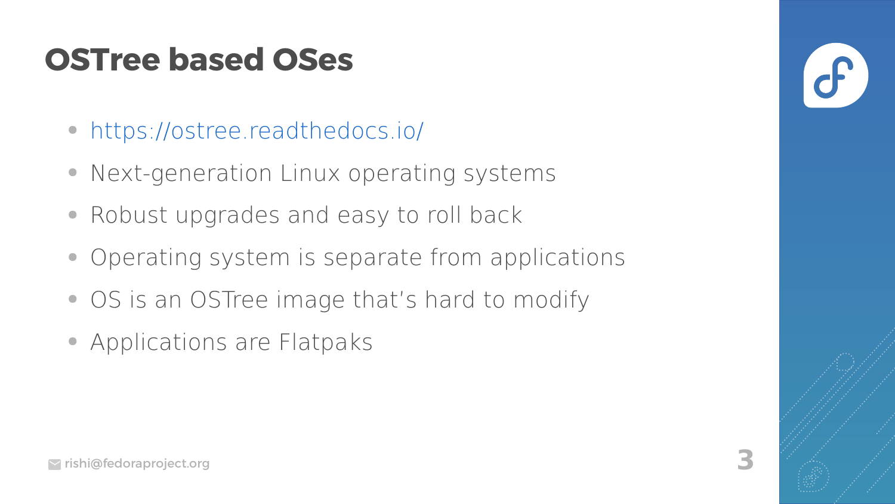# OSTree based OSes

- https://ostree.readthedocs.io/
- Next-generation Linux operating systems
- Robust upgrades and easy to roll back
- Operating system is separate from applications
- OS is an OSTree image that's hard to modify
- Applications are Flatpaks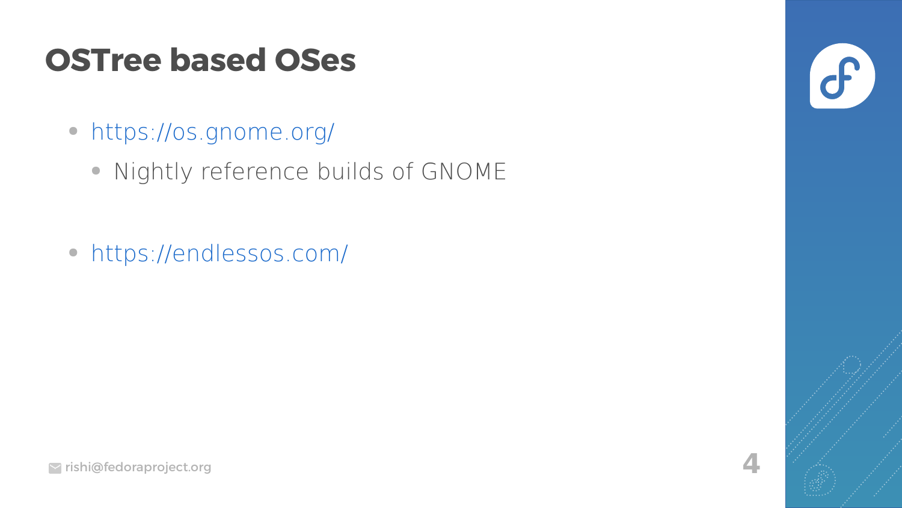# OSTree based OSes

- https://os.gnome.org/
  - Nightly reference builds of GNOME

- https://endlessos.com/

rishi@fedoraproject.org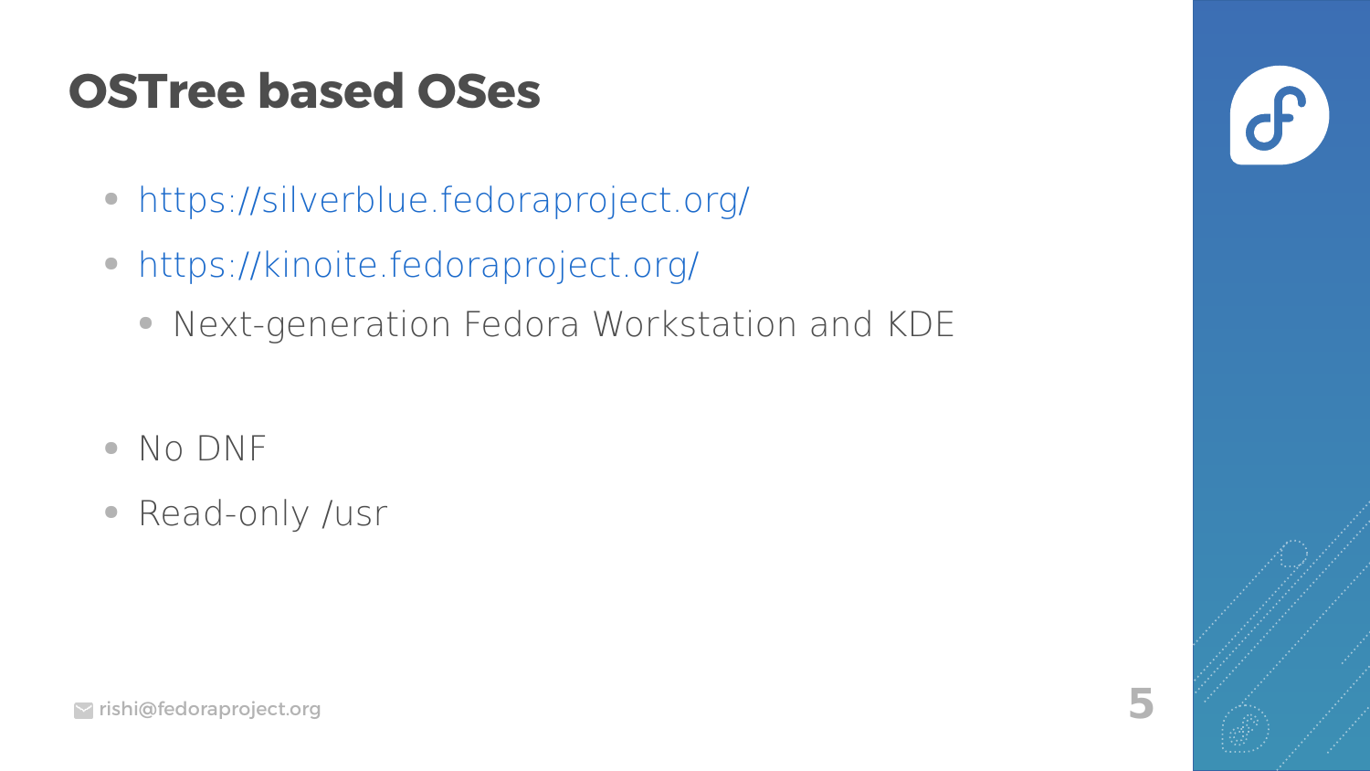# OSTree based OSes

- https://silverblue.fedoraproject.org/
- https://kinoite.fedoraproject.org/
  - Next-generation Fedora Workstation and KDE

- No DNF
- Read-only /usr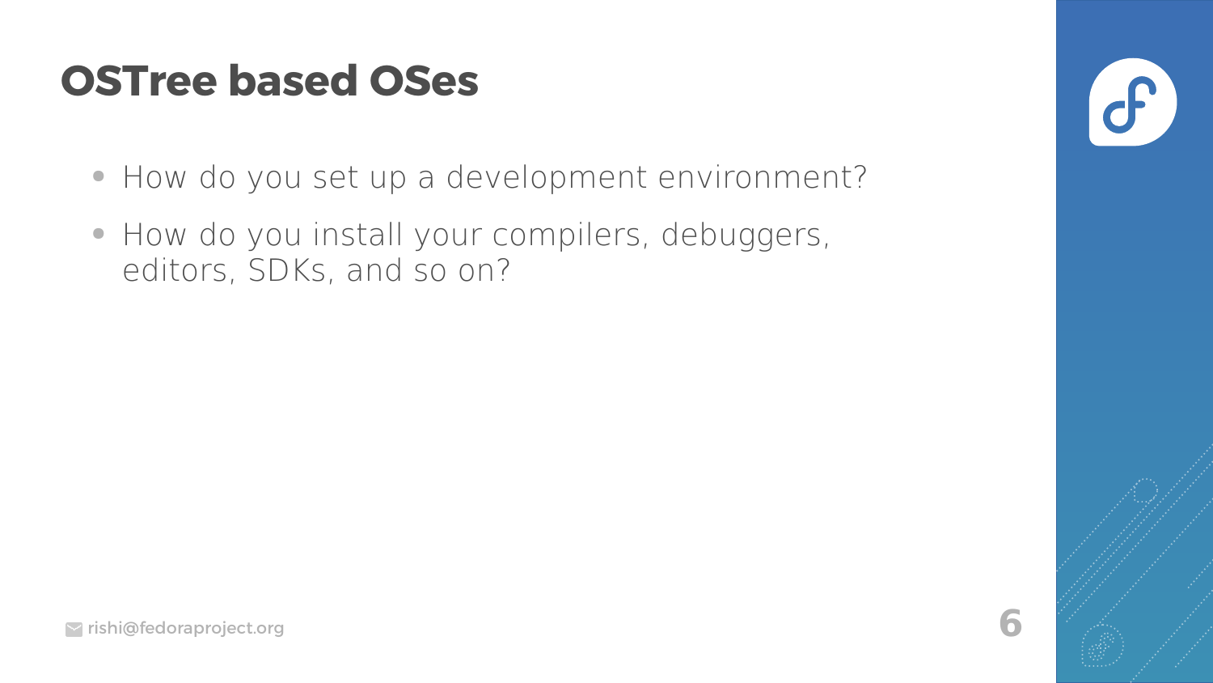# OSTree based OSes

- How do you set up a development environment?
- How do you install your compilers, debuggers, editors, SDKs, and so on?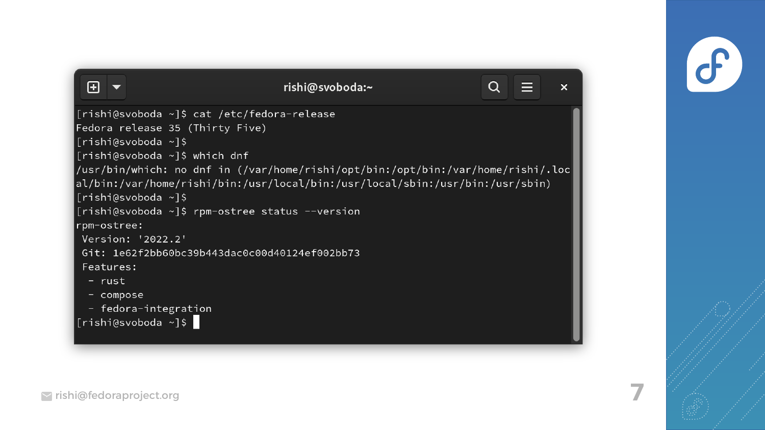```
[rishi@svoboda ~]$ cat /etc/fedora-release
Fedora release 35 (Thirty Five)
[rishi@svoboda ~]$
[rishi@svoboda ~]$ which dnf
/usr/bin/which: no dnf in (/var/home/rishi/opt/bin:/opt/bin:/var/home/rishi/.local/bin:/var/home/rishi/bin:/usr/local/bin:/usr/local/sbin:/usr/bin:/usr/sbin)
[rishi@svoboda ~]$
[rishi@svoboda ~]$ rpm-ostree status --version
rpm-ostree:
 Version: '2022.2'
 Git: 1e62f2bb60bc39b443dac0c00d40124ef002bb73
 Features:
  - rust
  - compose
  - fedora-integration
[rishi@svoboda ~]$
```

rishi@fedoraproject.org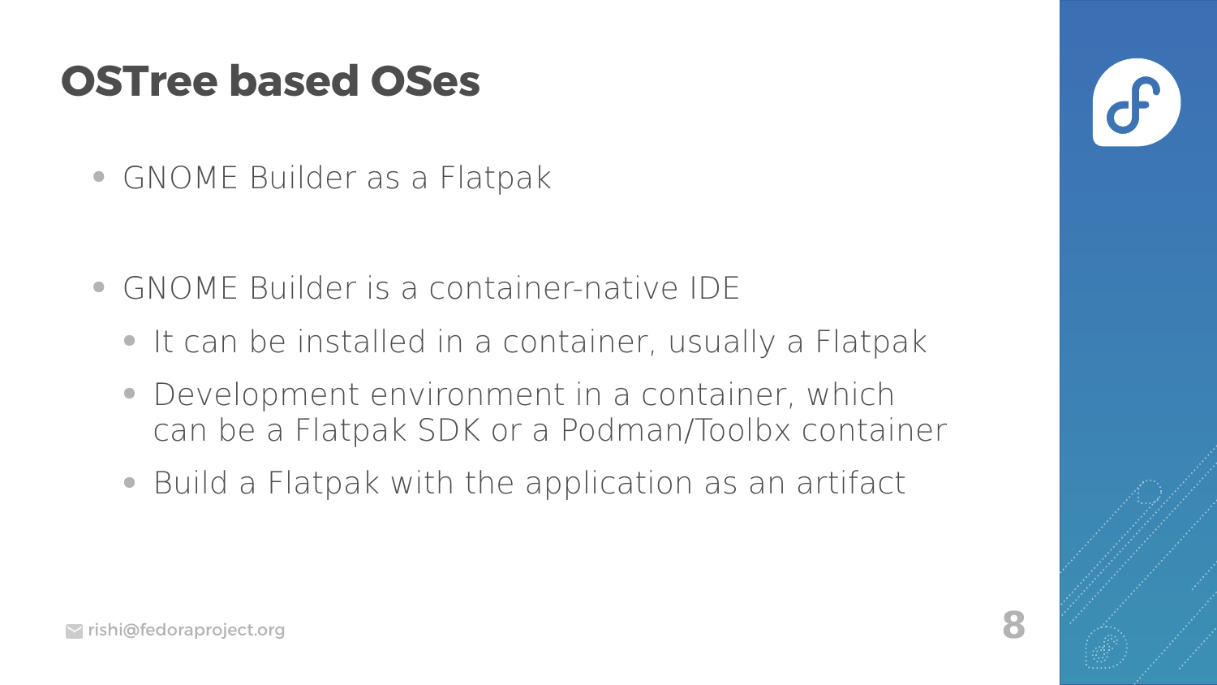# OSTree based OSes

- GNOME Builder as a Flatpak

- GNOME Builder is a container-native IDE
  - It can be installed in a container, usually a Flatpak
  - Development environment in a container, which can be a Flatpak SDK or a Podman/Toolbx container
  - Build a Flatpak with the application as an artifact

rishi@fedoraproject.org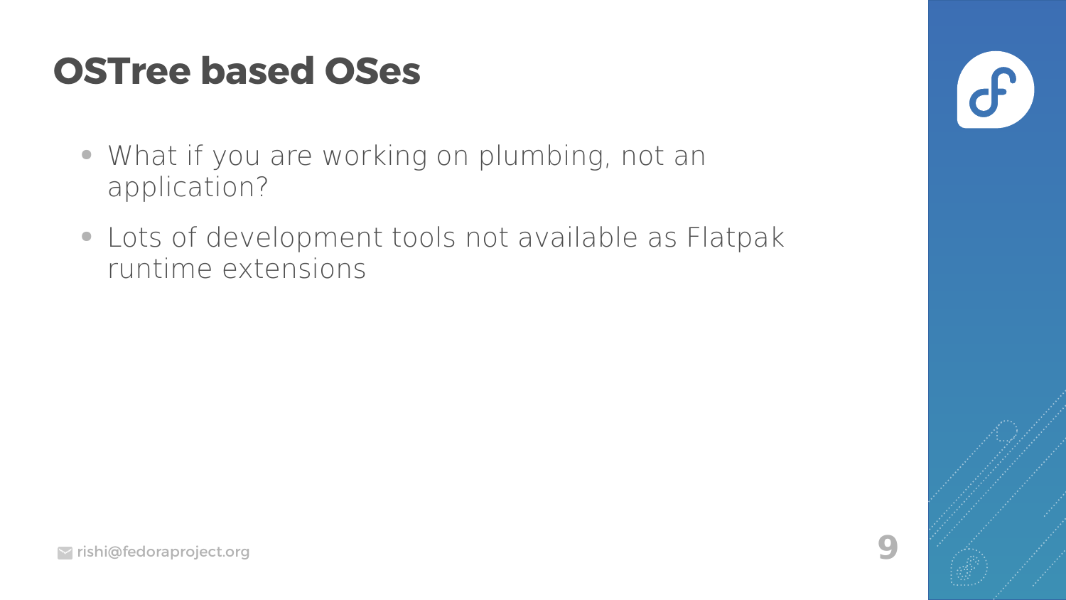# OSTree based OSes

- What if you are working on plumbing, not an application?
- Lots of development tools not available as Flatpak runtime extensions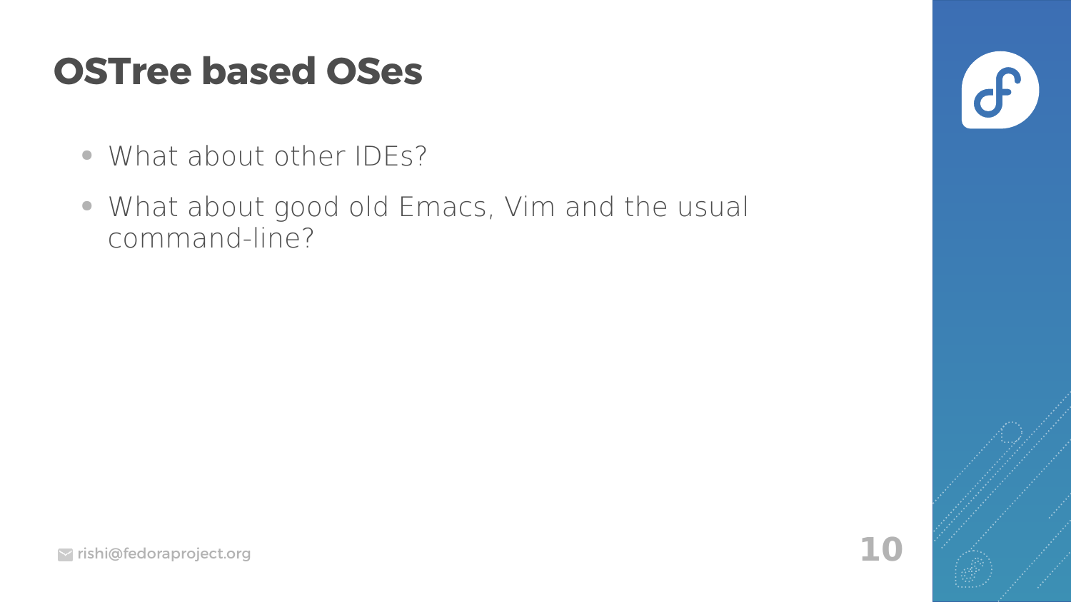# OSTree based OSes

- What about other IDEs?
- What about good old Emacs, Vim and the usual command-line?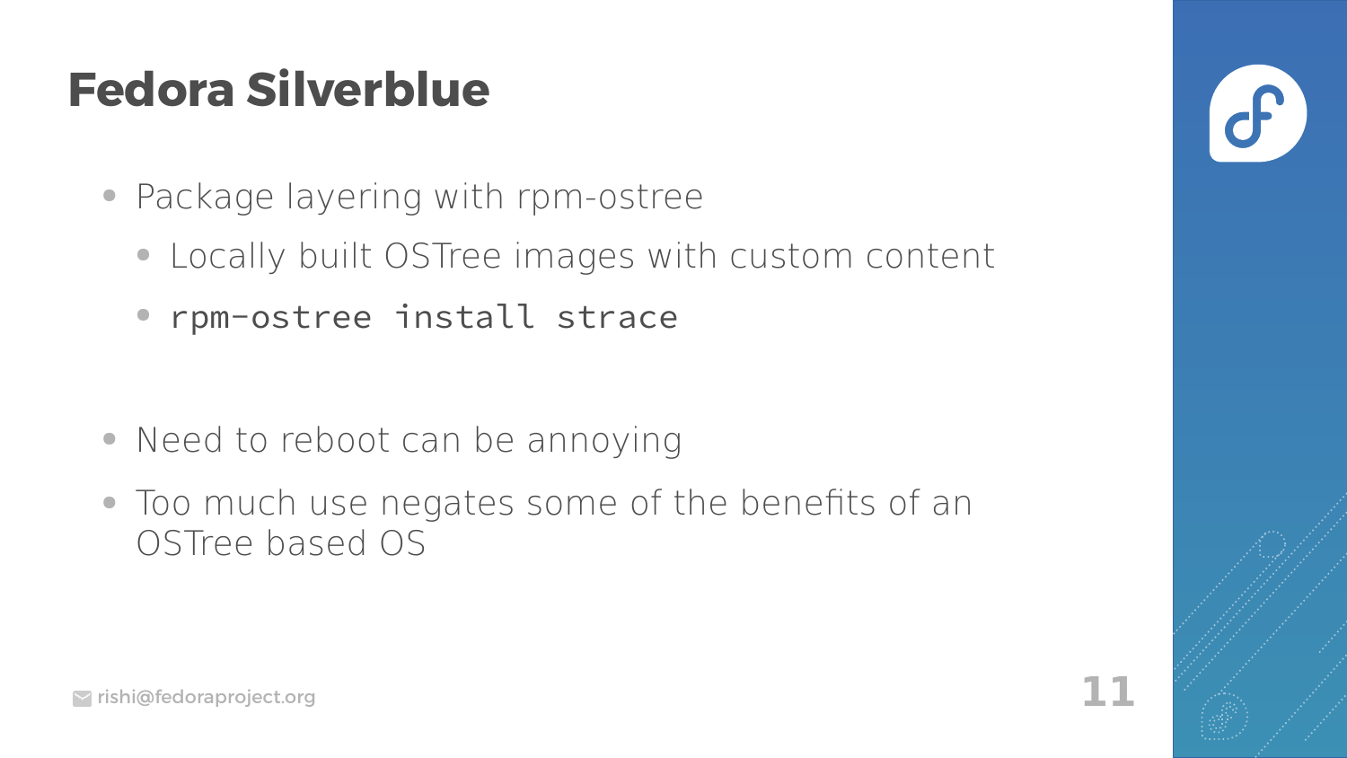# Fedora Silverblue

- Package layering with rpm-ostree
  - Locally built OSTree images with custom content
  - `rpm-ostree install strace`

- Need to reboot can be annoying
- Too much use negates some of the benefits of an OSTree based OS

rishi@fedoraproject.org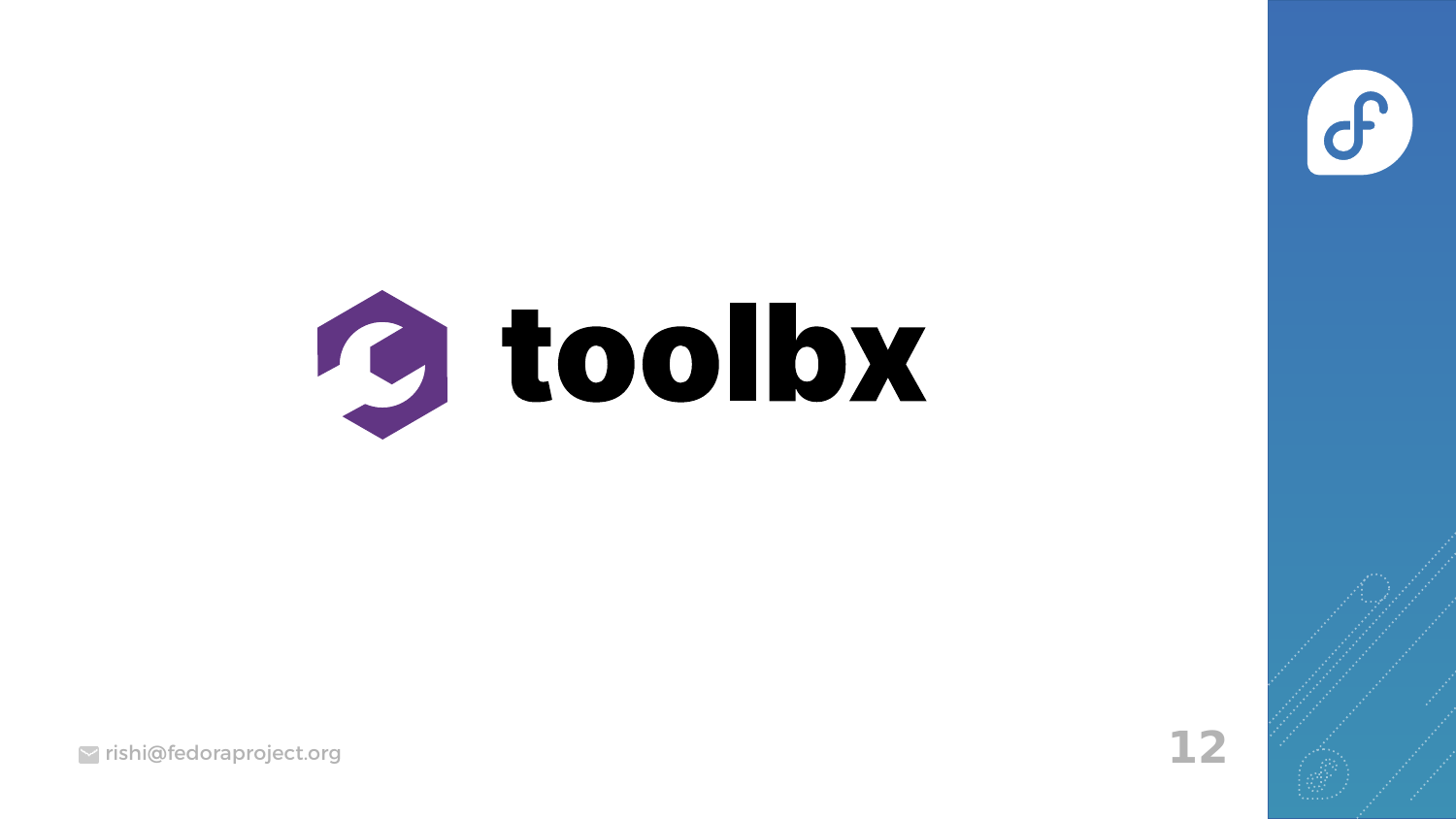# toolbx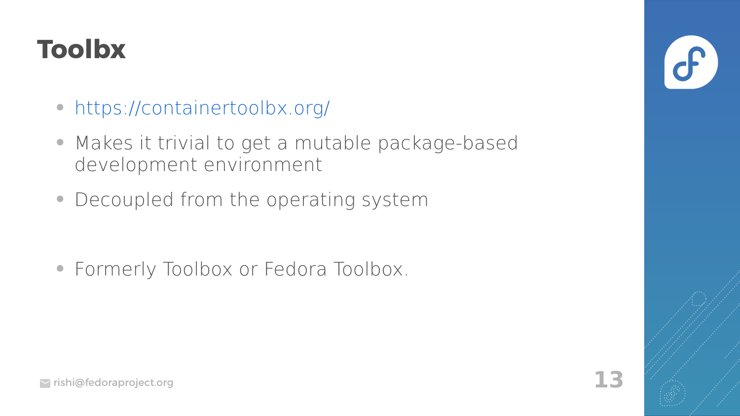# Toolbx

- https://containertoolbx.org/
- Makes it trivial to get a mutable package-based development environment
- Decoupled from the operating system
- Formerly Toolbox or Fedora Toolbox.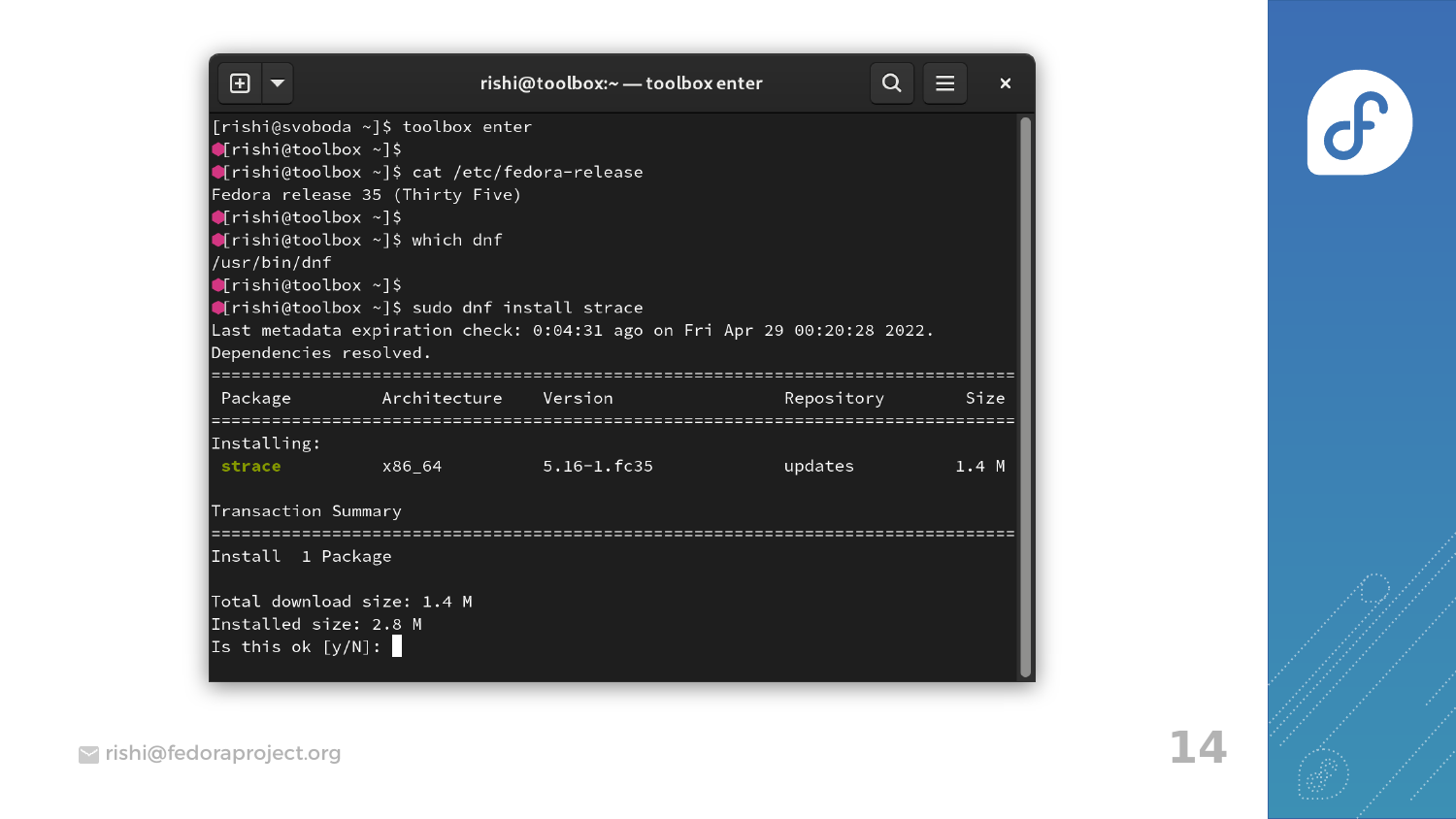rishi@toolbox:~ — toolbox enter

```
[rishi@svoboda ~]$ toolbox enter
⬢[rishi@toolbox ~]$
⬢[rishi@toolbox ~]$ cat /etc/fedora-release
Fedora release 35 (Thirty Five)
⬢[rishi@toolbox ~]$
⬢[rishi@toolbox ~]$ which dnf
/usr/bin/dnf
⬢[rishi@toolbox ~]$
⬢[rishi@toolbox ~]$ sudo dnf install strace
Last metadata expiration check: 0:04:31 ago on Fri Apr 29 00:20:28 2022.
Dependencies resolved.
================================================================================
 Package          Architecture    Version                 Repository       Size
================================================================================
Installing:
 strace           x86_64          5.16-1.fc35             updates         1.4 M

Transaction Summary
================================================================================
Install  1 Package

Total download size: 1.4 M
Installed size: 2.8 M
Is this ok [y/N]:
```

rishi@fedoraproject.org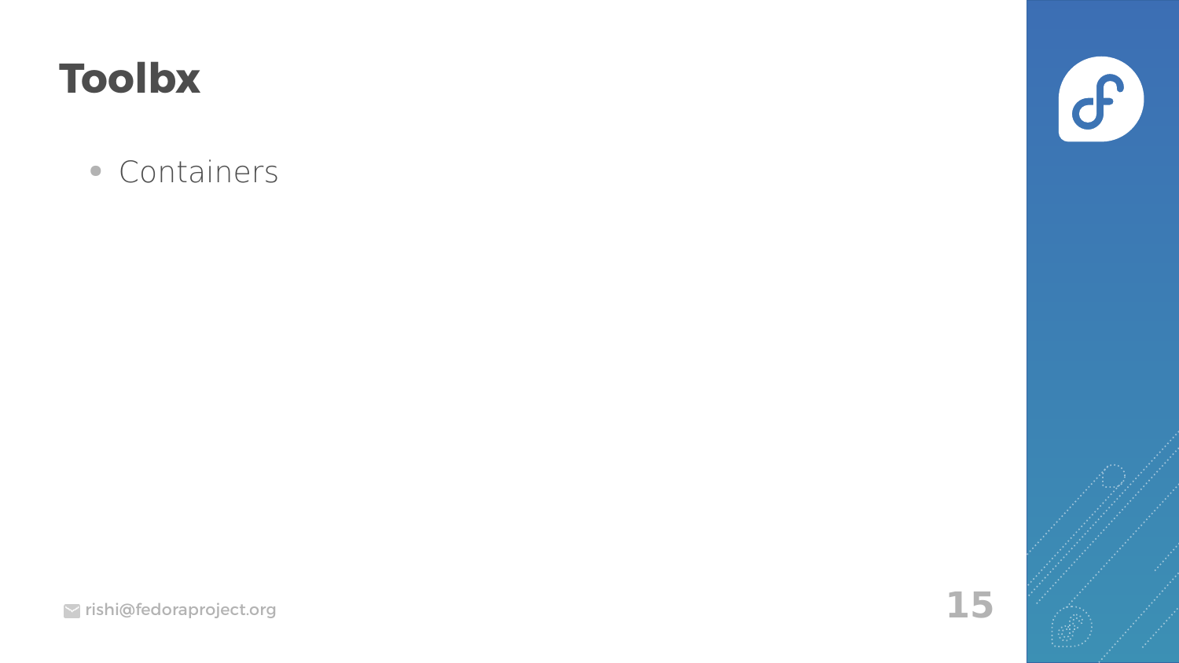# Toolbx

- Containers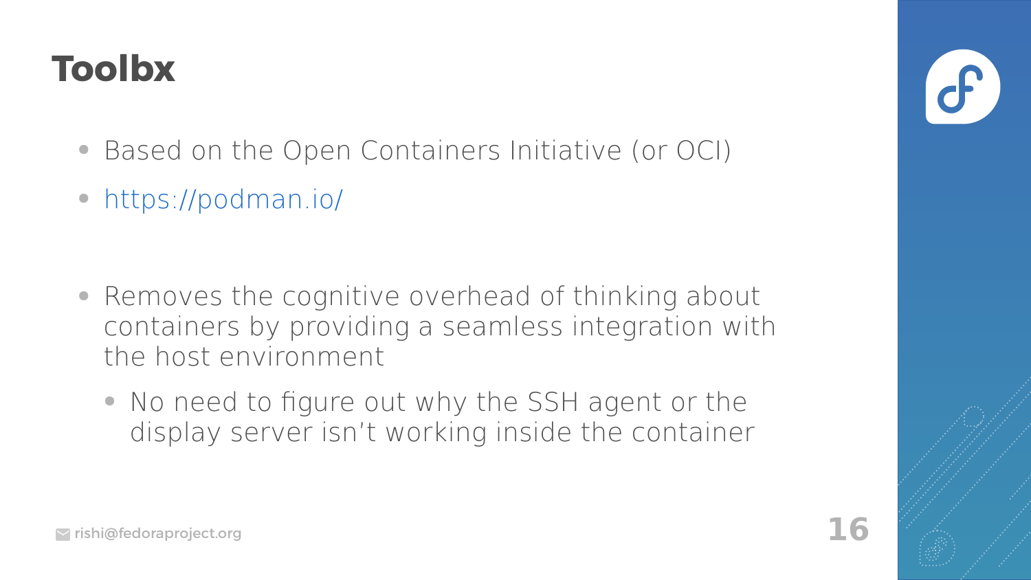# Toolbx

- Based on the Open Containers Initiative (or OCI)
- https://podman.io/

- Removes the cognitive overhead of thinking about containers by providing a seamless integration with the host environment
  - No need to figure out why the SSH agent or the display server isn't working inside the container

rishi@fedoraproject.org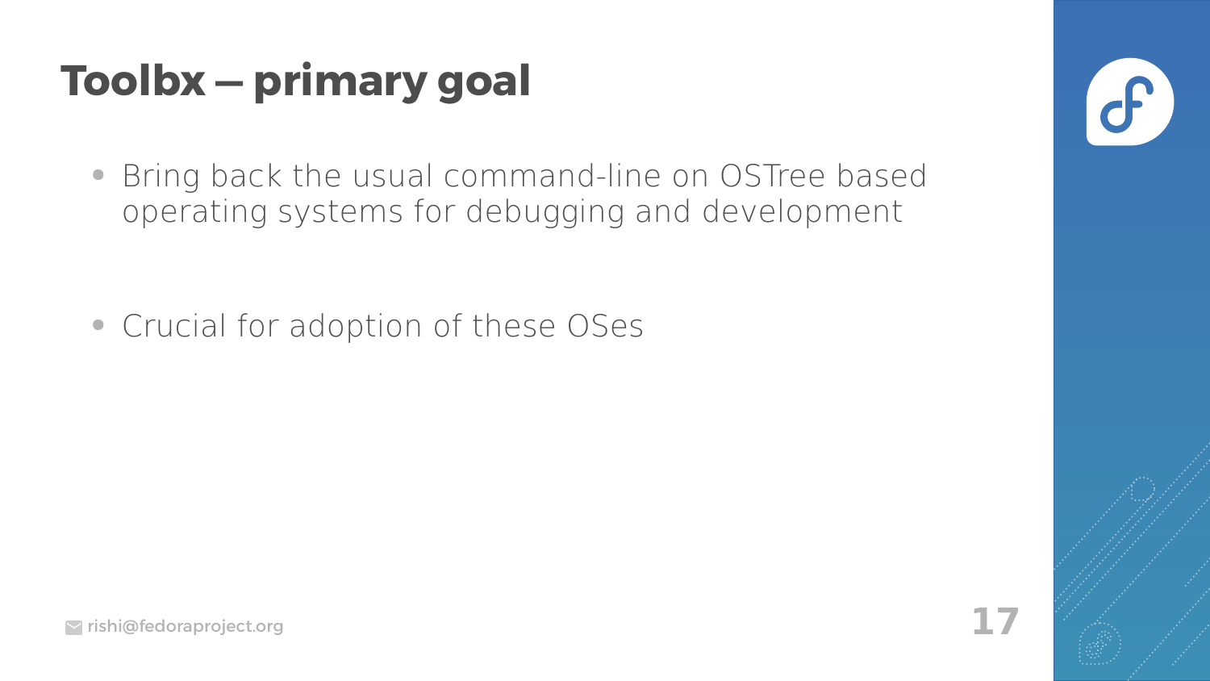# Toolbx – primary goal

- Bring back the usual command-line on OSTree based operating systems for debugging and development
- Crucial for adoption of these OSes

rishi@fedoraproject.org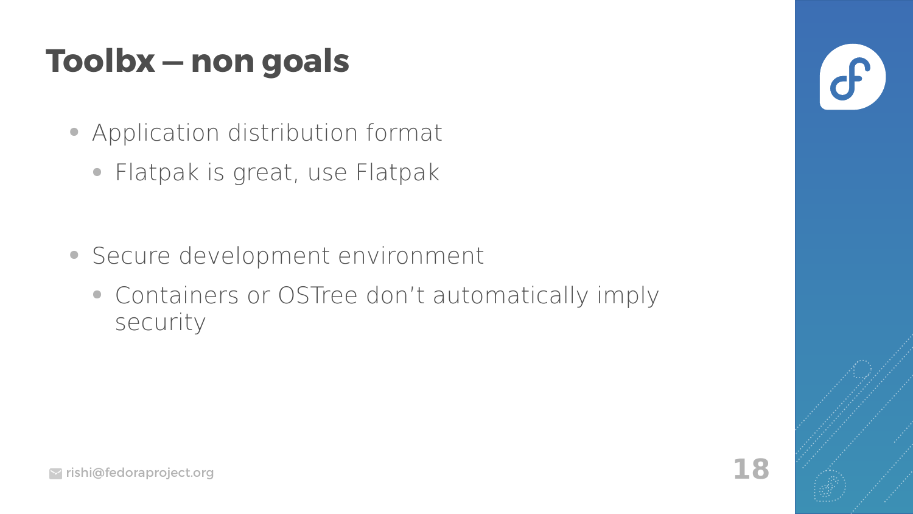# Toolbx — non goals

- Application distribution format
  - Flatpak is great, use Flatpak

- Secure development environment
  - Containers or OSTree don't automatically imply security

rishi@fedoraproject.org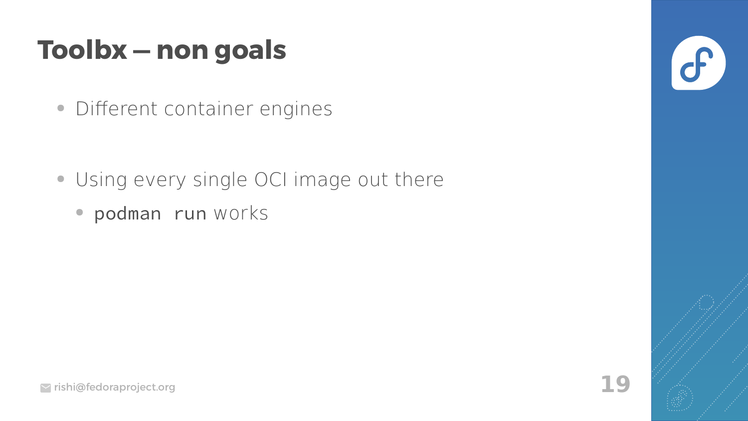# Toolbx — non goals

- Different container engines
- Using every single OCI image out there
  - `podman run` works

rishi@fedoraproject.org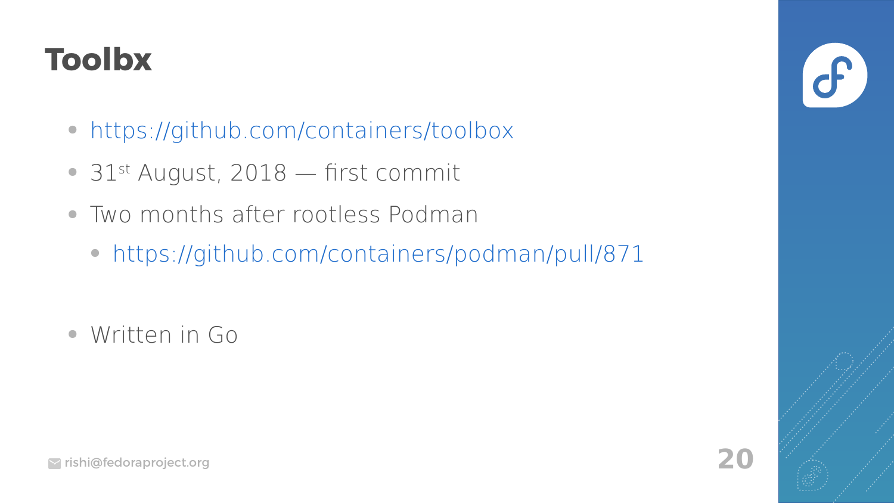# Toolbx

- https://github.com/containers/toolbox
- 31st August, 2018 — first commit
- Two months after rootless Podman
  - https://github.com/containers/podman/pull/871

- Written in Go

rishi@fedoraproject.org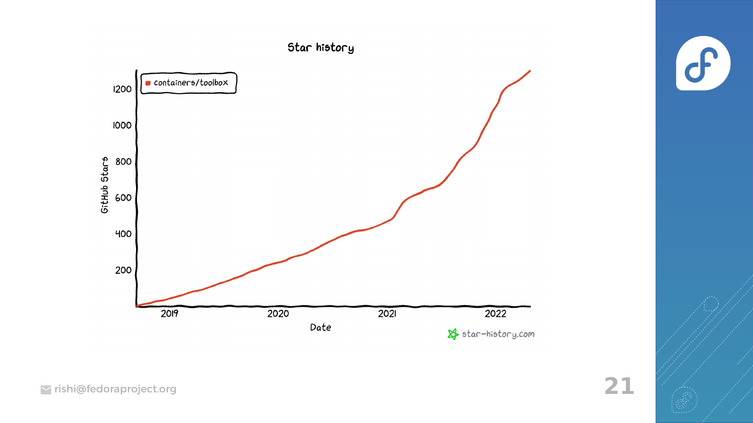Star history

containers/toolbox

GitHub Stars: 200, 400, 600, 800, 1000, 1200

Date: 2019, 2020, 2021, 2022

star-history.com

rishi@fedoraproject.org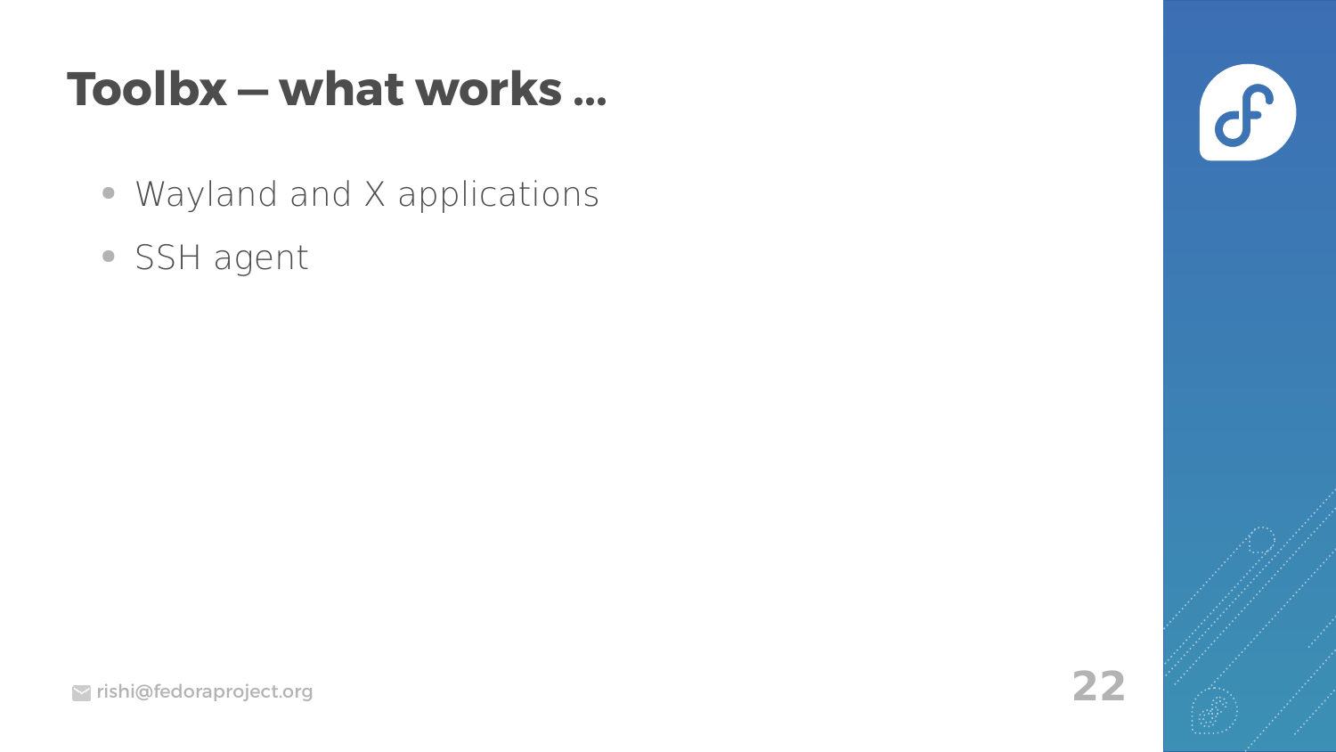# Toolbx – what works …

- Wayland and X applications
- SSH agent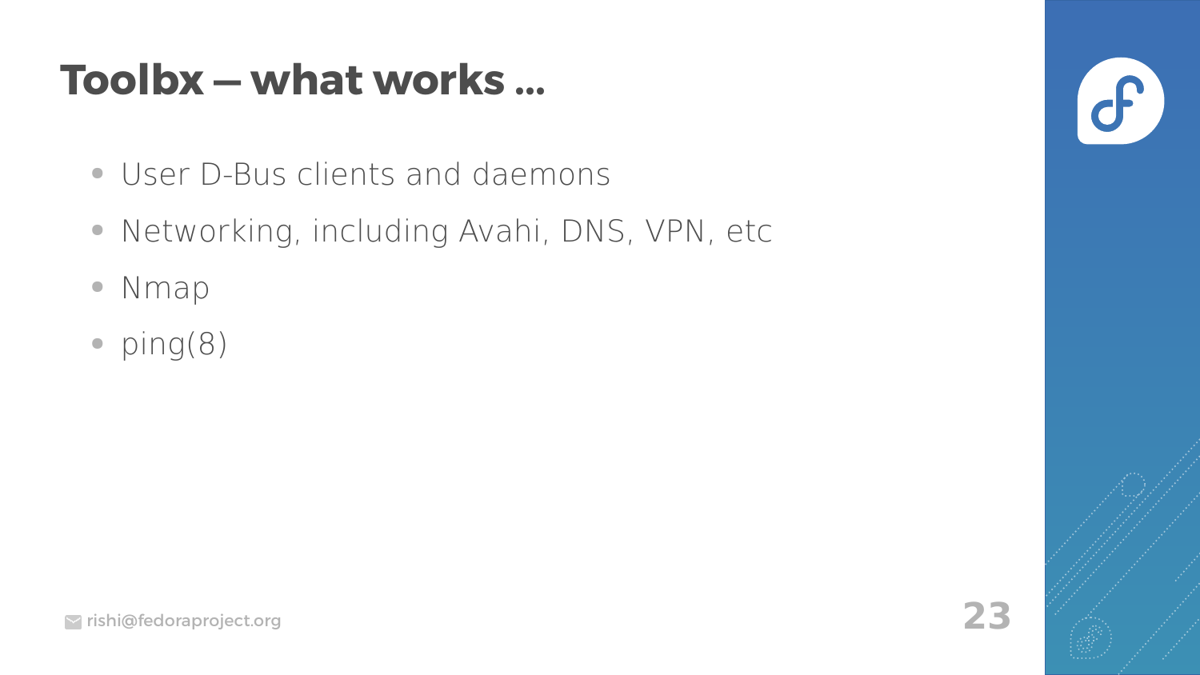# Toolbx – what works ...

- User D-Bus clients and daemons
- Networking, including Avahi, DNS, VPN, etc
- Nmap
- ping(8)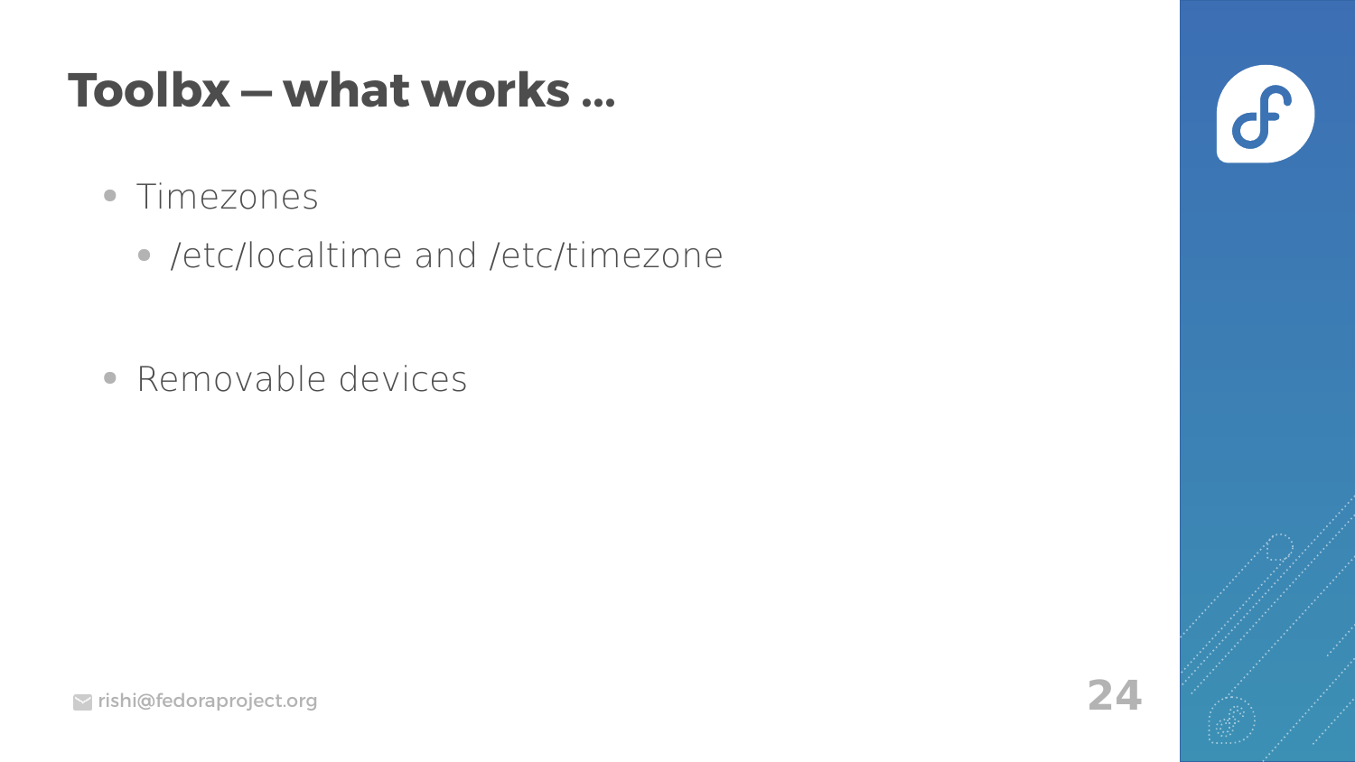# Toolbx – what works ...

- Timezones
  - /etc/localtime and /etc/timezone
- Removable devices

rishi@fedoraproject.org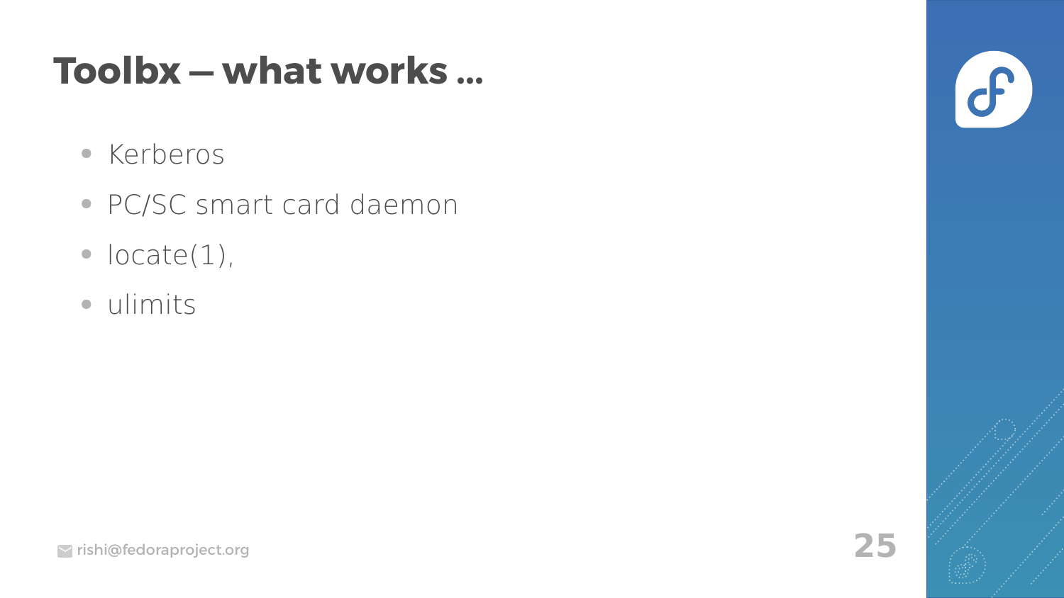# Toolbx – what works …

- Kerberos
- PC/SC smart card daemon
- locate(1),
- ulimits

rishi@fedoraproject.org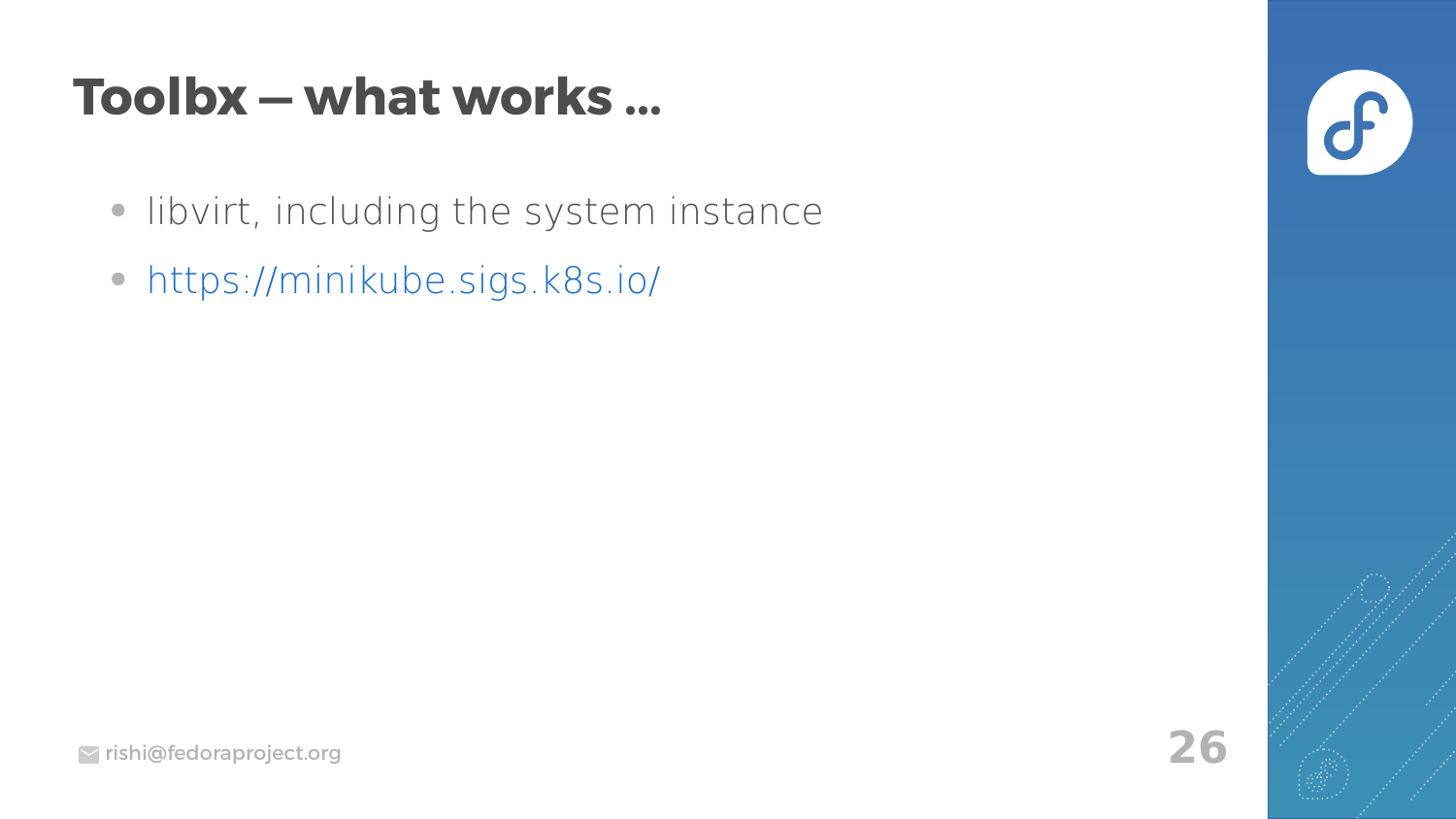# Toolbx – what works …

- libvirt, including the system instance
- https://minikube.sigs.k8s.io/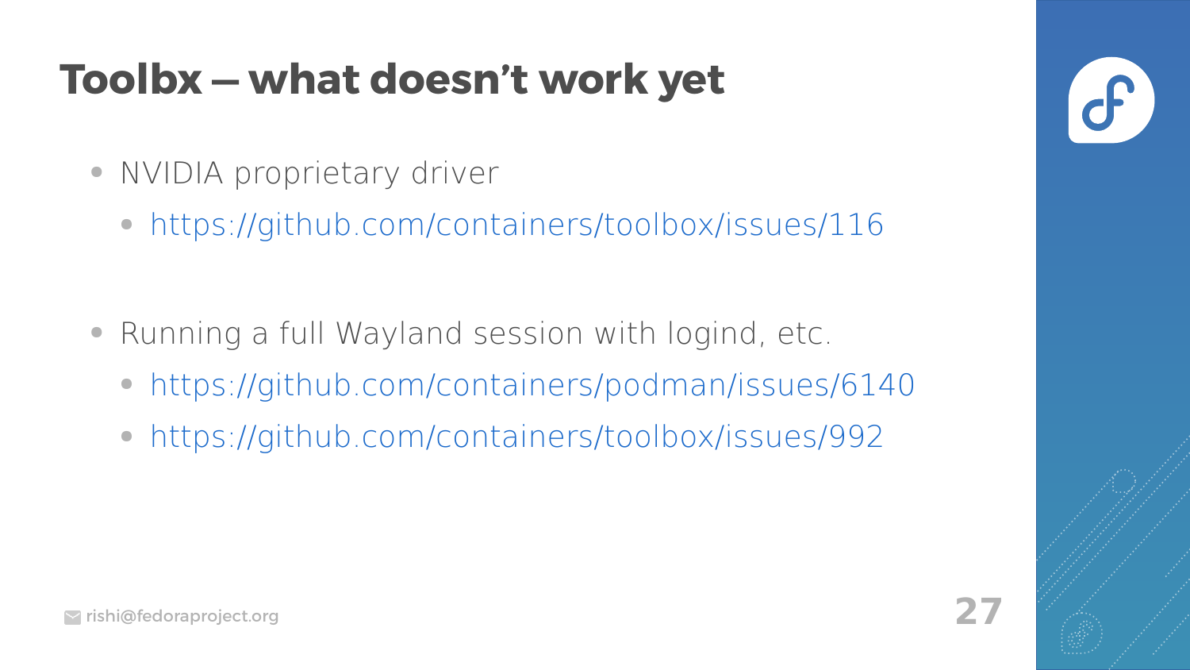# Toolbx – what doesn't work yet

- NVIDIA proprietary driver
  - https://github.com/containers/toolbox/issues/116
- Running a full Wayland session with logind, etc.
  - https://github.com/containers/podman/issues/6140
  - https://github.com/containers/toolbox/issues/992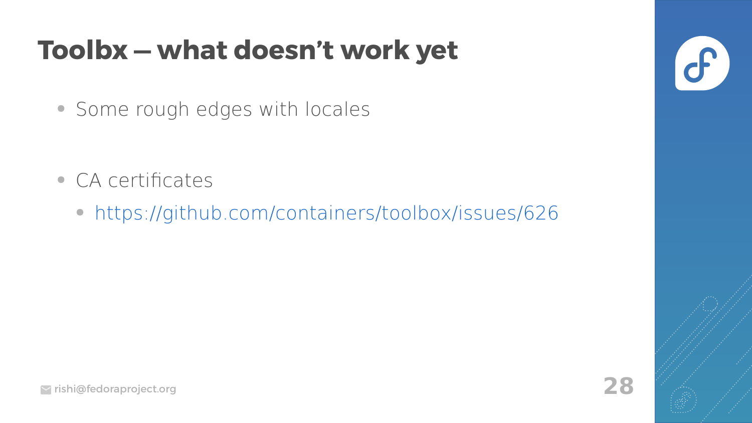# Toolbx – what doesn’t work yet

- Some rough edges with locales
- CA certificates
  - https://github.com/containers/toolbox/issues/626

rishi@fedoraproject.org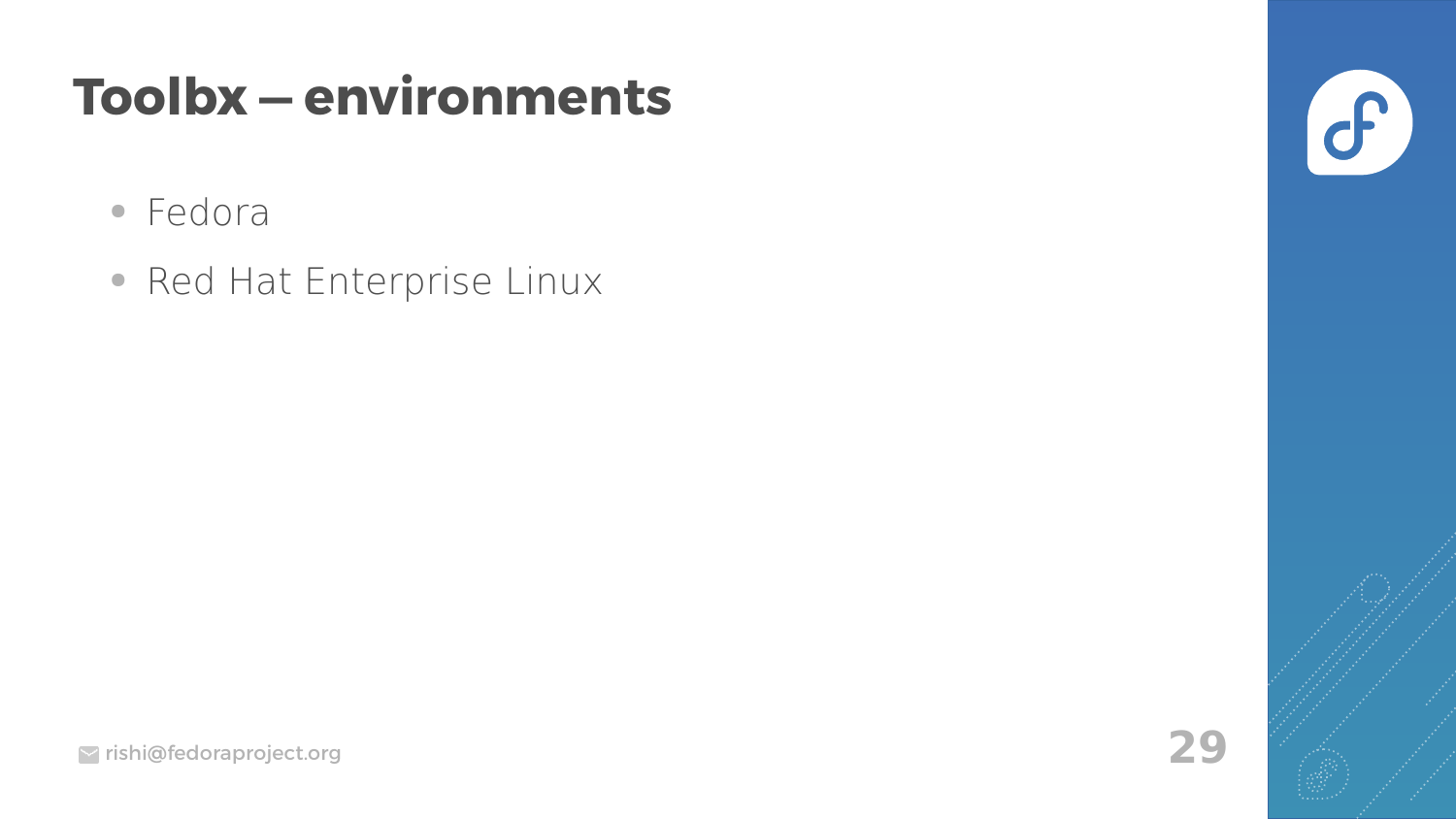# Toolbx – environments

- Fedora
- Red Hat Enterprise Linux

rishi@fedoraproject.org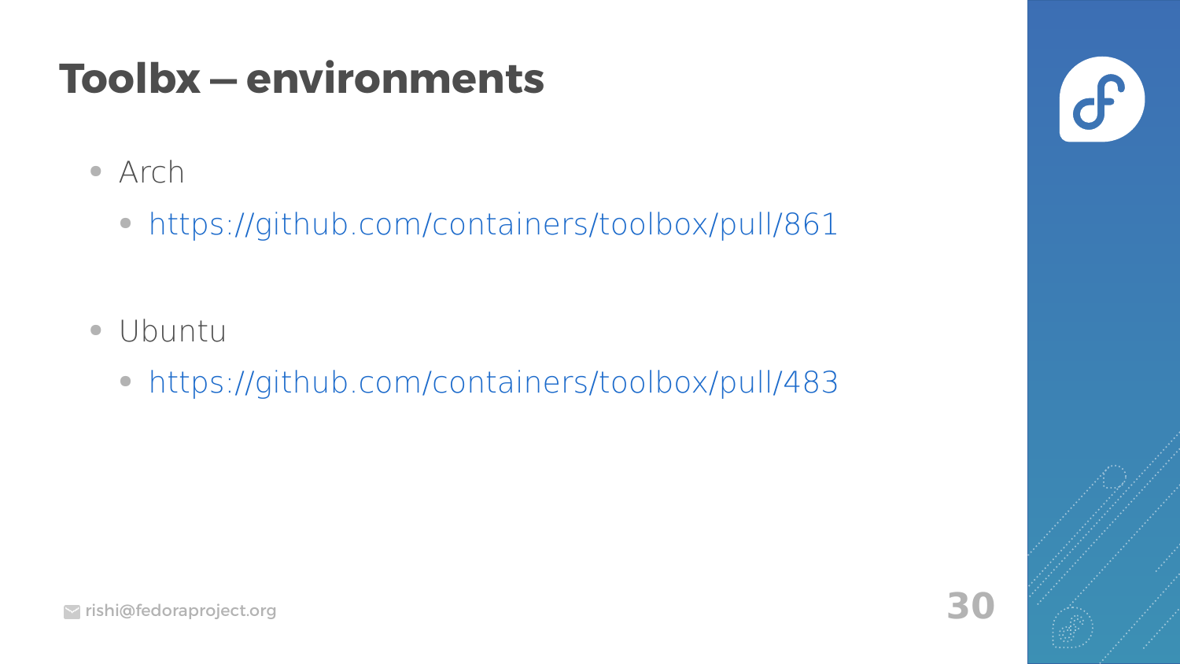# Toolbx – environments

- Arch
  - https://github.com/containers/toolbox/pull/861
- Ubuntu
  - https://github.com/containers/toolbox/pull/483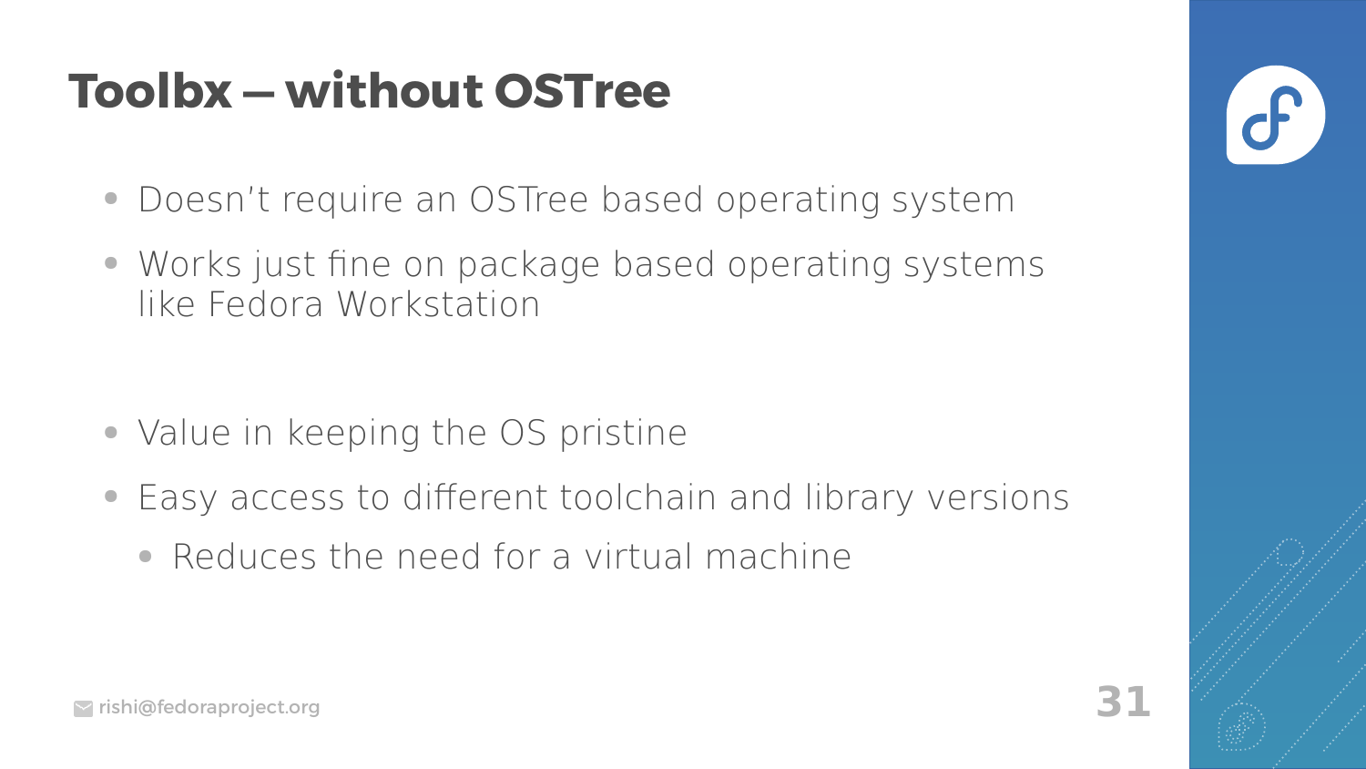# Toolbx – without OSTree

- Doesn’t require an OSTree based operating system
- Works just fine on package based operating systems like Fedora Workstation

- Value in keeping the OS pristine
- Easy access to different toolchain and library versions
  - Reduces the need for a virtual machine

rishi@fedoraproject.org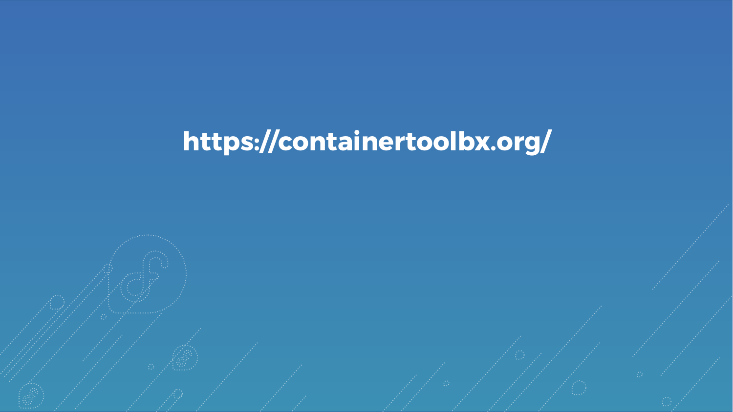**https://containertoolbx.org/**